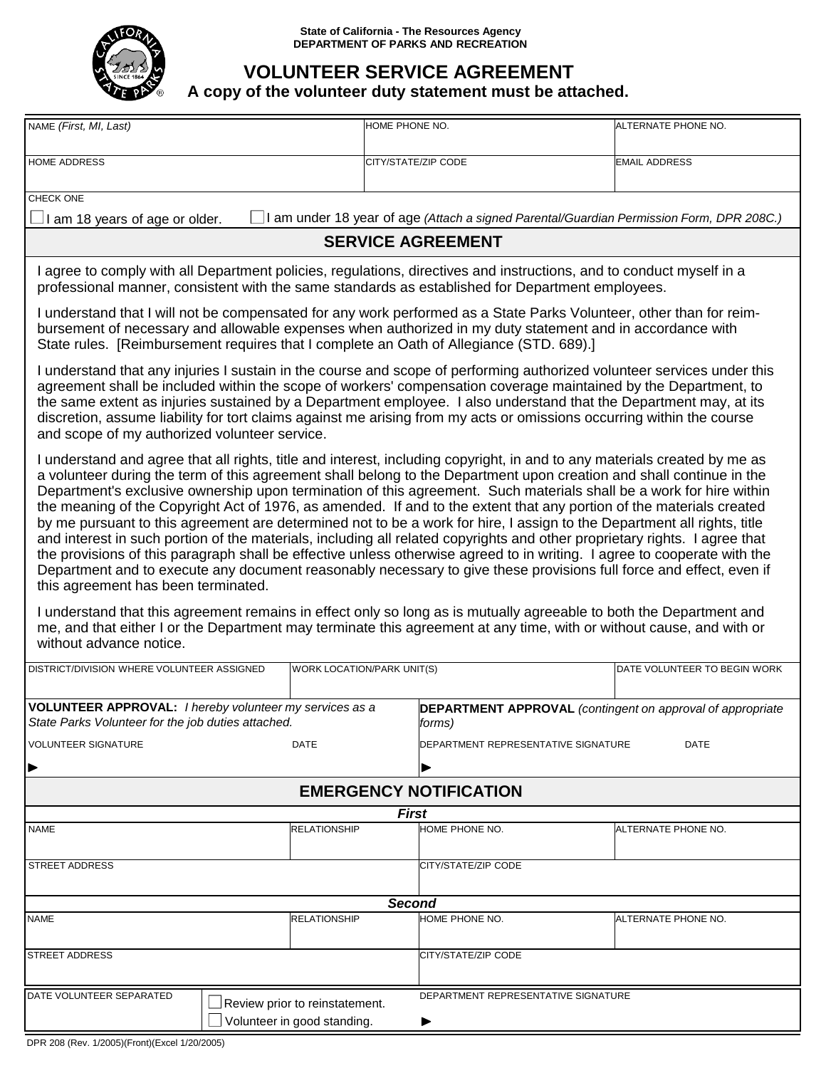State of California - The Resources Agency
DEPARTMENT OF PARKS AND RECREATION

# VOLUNTEER SERVICE AGREEMENT

**A copy of the volunteer duty statement must be attached.**

| NAME *(First, MI, Last)* | HOME PHONE NO. | ALTERNATE PHONE NO. |
|---|---|---|
| | | |
| HOME ADDRESS | CITY/STATE/ZIP CODE | EMAIL ADDRESS |
| | | |

CHECK ONE

☐ I am 18 years of age or older. ☐ I am under 18 year of age *(Attach a signed Parental/Guardian Permission Form, DPR 208C.)*

## SERVICE AGREEMENT

I agree to comply with all Department policies, regulations, directives and instructions, and to conduct myself in a professional manner, consistent with the same standards as established for Department employees.

I understand that I will not be compensated for any work performed as a State Parks Volunteer, other than for reimbursement of necessary and allowable expenses when authorized in my duty statement and in accordance with State rules. [Reimbursement requires that I complete an Oath of Allegiance (STD. 689).]

I understand that any injuries I sustain in the course and scope of performing authorized volunteer services under this agreement shall be included within the scope of workers' compensation coverage maintained by the Department, to the same extent as injuries sustained by a Department employee. I also understand that the Department may, at its discretion, assume liability for tort claims against me arising from my acts or omissions occurring within the course and scope of my authorized volunteer service.

I understand and agree that all rights, title and interest, including copyright, in and to any materials created by me as a volunteer during the term of this agreement shall belong to the Department upon creation and shall continue in the Department's exclusive ownership upon termination of this agreement. Such materials shall be a work for hire within the meaning of the Copyright Act of 1976, as amended. If and to the extent that any portion of the materials created by me pursuant to this agreement are determined not to be a work for hire, I assign to the Department all rights, title and interest in such portion of the materials, including all related copyrights and other proprietary rights. I agree that the provisions of this paragraph shall be effective unless otherwise agreed to in writing. I agree to cooperate with the Department and to execute any document reasonably necessary to give these provisions full force and effect, even if this agreement has been terminated.

I understand that this agreement remains in effect only so long as is mutually agreeable to both the Department and me, and that either I or the Department may terminate this agreement at any time, with or without cause, and with or without advance notice.

| DISTRICT/DIVISION WHERE VOLUNTEER ASSIGNED | WORK LOCATION/PARK UNIT(S) | DATE VOLUNTEER TO BEGIN WORK |
|---|---|---|
| | | |

| **VOLUNTEER APPROVAL:** *I hereby volunteer my services as a State Parks Volunteer for the job duties attached.* | | **DEPARTMENT APPROVAL** *(contingent on approval of appropriate forms)* | |
|---|---|---|---|
| VOLUNTEER SIGNATURE | DATE | DEPARTMENT REPRESENTATIVE SIGNATURE | DATE |
| ► | | ► | |

## EMERGENCY NOTIFICATION

***First***

| NAME | RELATIONSHIP | HOME PHONE NO. | ALTERNATE PHONE NO. |
|---|---|---|---|
| | | | |
| STREET ADDRESS | | CITY/STATE/ZIP CODE | |
| | | | |

***Second***

| NAME | RELATIONSHIP | HOME PHONE NO. | ALTERNATE PHONE NO. |
|---|---|---|---|
| | | | |
| STREET ADDRESS | | CITY/STATE/ZIP CODE | |
| | | | |

| DATE VOLUNTEER SEPARATED | ☐ Review prior to reinstatement.<br>☐ Volunteer in good standing. | DEPARTMENT REPRESENTATIVE SIGNATURE<br>► |
|---|---|---|

DPR 208 (Rev. 1/2005)(Front)(Excel 1/20/2005)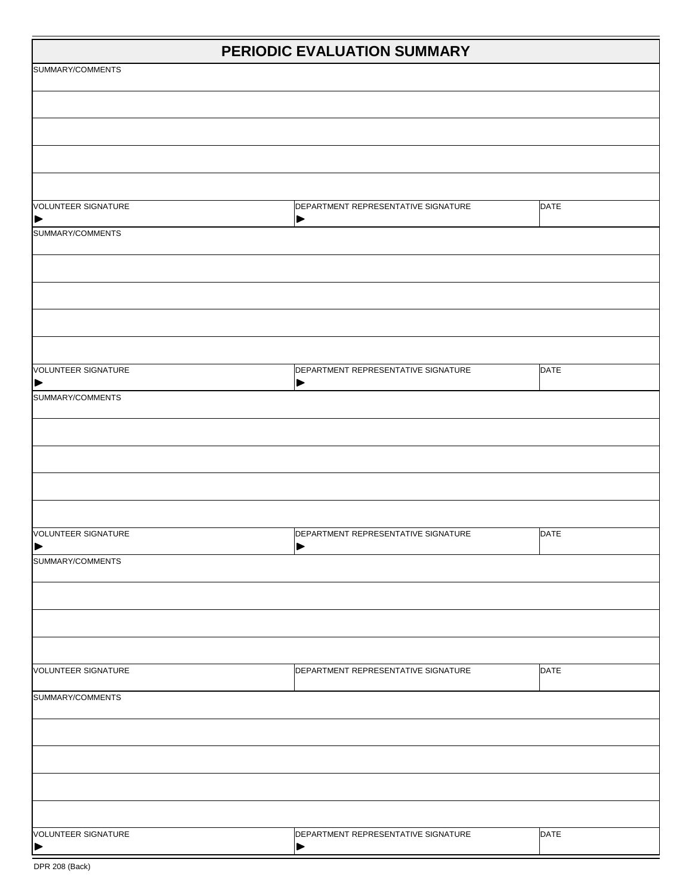# PERIODIC EVALUATION SUMMARY

SUMMARY/COMMENTS

| VOLUNTEER SIGNATURE | DEPARTMENT REPRESENTATIVE SIGNATURE | DATE |
|---|---|---|
| ▶ | ▶ | |

SUMMARY/COMMENTS

| VOLUNTEER SIGNATURE | DEPARTMENT REPRESENTATIVE SIGNATURE | DATE |
|---|---|---|
| ▶ | ▶ | |

SUMMARY/COMMENTS

| VOLUNTEER SIGNATURE | DEPARTMENT REPRESENTATIVE SIGNATURE | DATE |
|---|---|---|
| ▶ | ▶ | |

SUMMARY/COMMENTS

| VOLUNTEER SIGNATURE | DEPARTMENT REPRESENTATIVE SIGNATURE | DATE |
|---|---|---|
| | | |

SUMMARY/COMMENTS

| VOLUNTEER SIGNATURE | DEPARTMENT REPRESENTATIVE SIGNATURE | DATE |
|---|---|---|
| ▶ | ▶ | |

DPR 208 (Back)